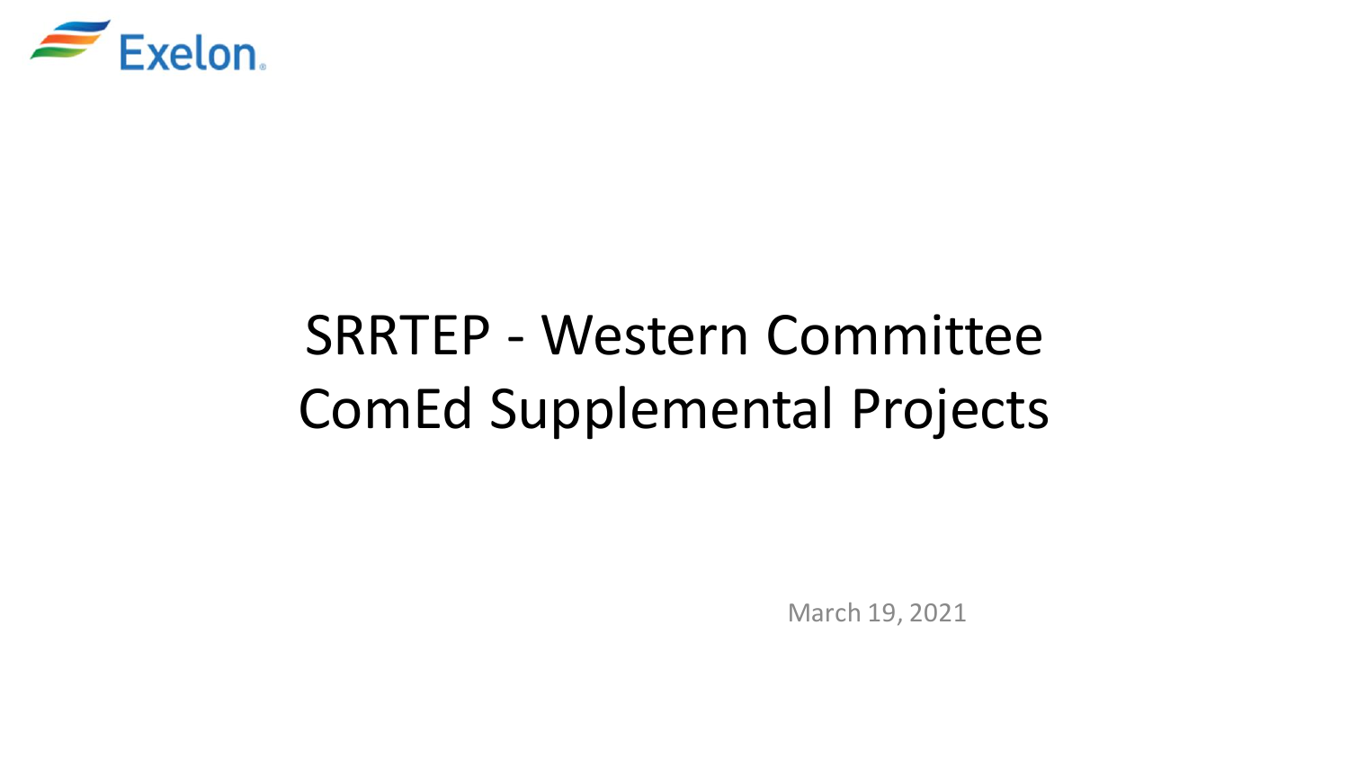Exelon

# SRRTEP - Western Committee
# ComEd Supplemental Projects

March 19, 2021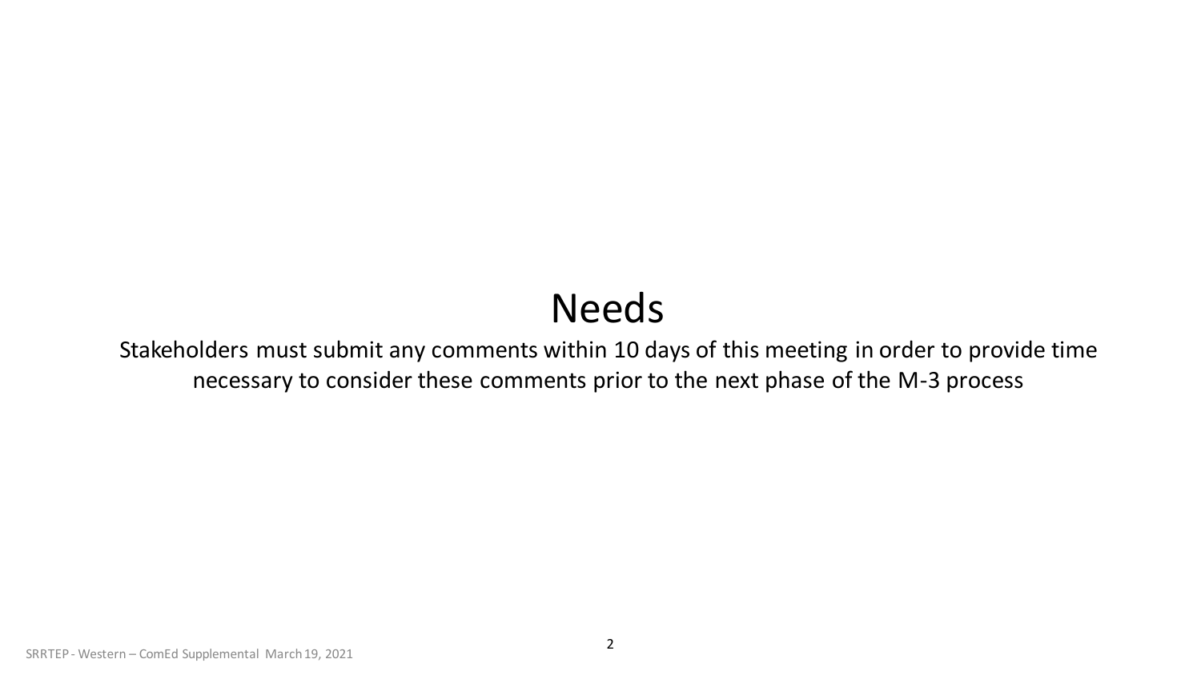# Needs

Stakeholders must submit any comments within 10 days of this meeting in order to provide time necessary to consider these comments prior to the next phase of the M-3 process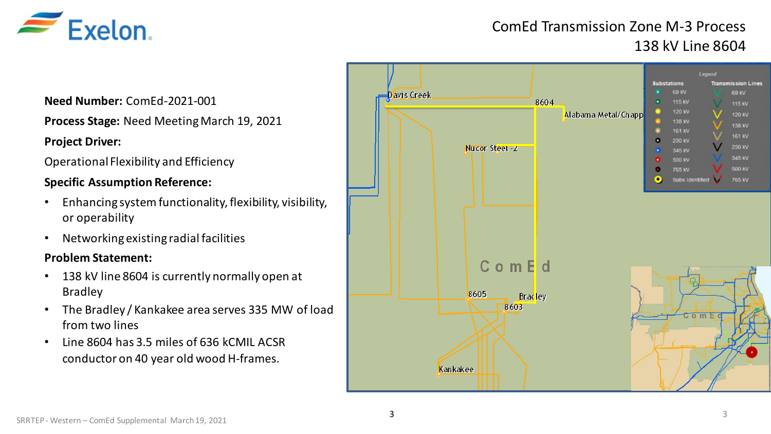# ComEd Transmission Zone M-3 Process
## 138 kV Line 8604

**Need Number:** ComEd-2021-001

**Process Stage:** Need Meeting March 19, 2021

**Project Driver:**

Operational Flexibility and Efficiency

**Specific Assumption Reference:**

- Enhancing system functionality, flexibility, visibility, or operability
- Networking existing radial facilities

**Problem Statement:**

- 138 kV line 8604 is currently normally open at Bradley
- The Bradley / Kankakee area serves 335 MW of load from two lines
- Line 8604 has 3.5 miles of 636 kCMIL ACSR conductor on 40 year old wood H-frames.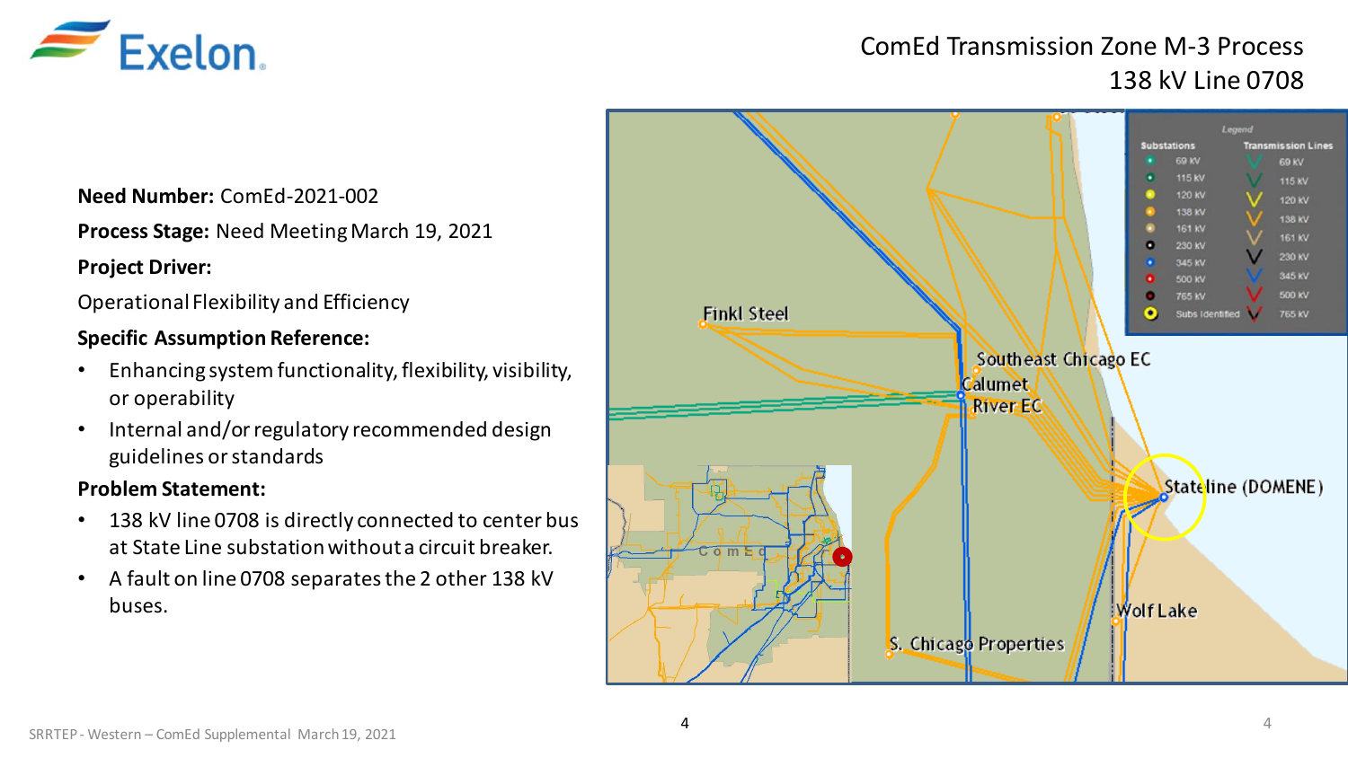# ComEd Transmission Zone M-3 Process
## 138 kV Line 0708

**Need Number:** ComEd-2021-002

**Process Stage:** Need Meeting March 19, 2021

**Project Driver:**

Operational Flexibility and Efficiency

**Specific Assumption Reference:**

- Enhancing system functionality, flexibility, visibility, or operability
- Internal and/or regulatory recommended design guidelines or standards

**Problem Statement:**

- 138 kV line 0708 is directly connected to center bus at State Line substation without a circuit breaker.
- A fault on line 0708 separates the 2 other 138 kV buses.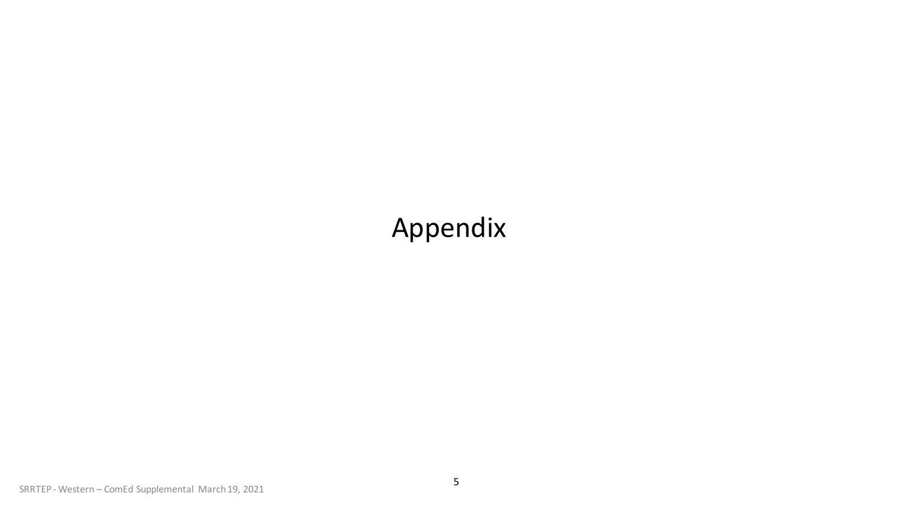# Appendix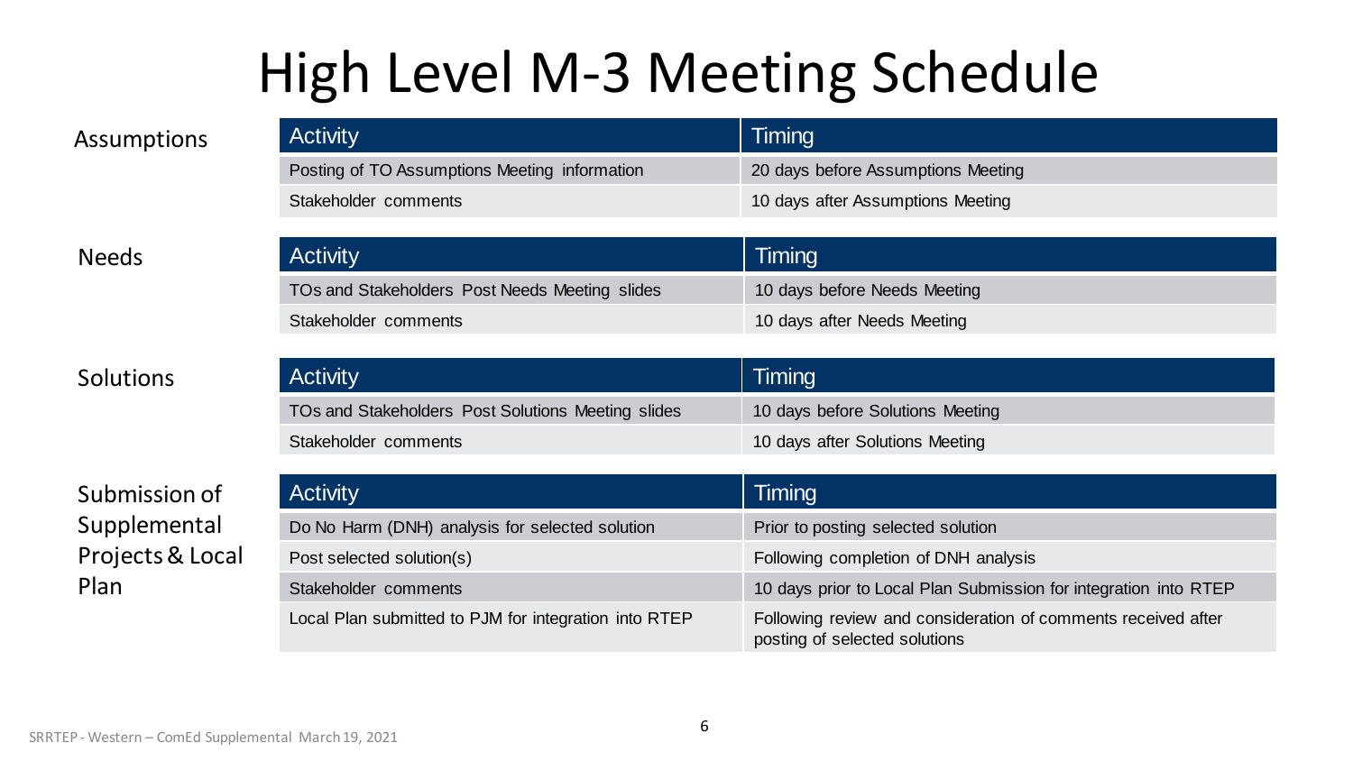# High Level M-3 Meeting Schedule

### Assumptions

| Activity | Timing |
| --- | --- |
| Posting of TO Assumptions Meeting information | 20 days before Assumptions Meeting |
| Stakeholder comments | 10 days after Assumptions Meeting |

### Needs

| Activity | Timing |
| --- | --- |
| TOs and Stakeholders Post Needs Meeting slides | 10 days before Needs Meeting |
| Stakeholder comments | 10 days after Needs Meeting |

### Solutions

| Activity | Timing |
| --- | --- |
| TOs and Stakeholders Post Solutions Meeting slides | 10 days before Solutions Meeting |
| Stakeholder comments | 10 days after Solutions Meeting |

### Submission of Supplemental Projects & Local Plan

| Activity | Timing |
| --- | --- |
| Do No Harm (DNH) analysis for selected solution | Prior to posting selected solution |
| Post selected solution(s) | Following completion of DNH analysis |
| Stakeholder comments | 10 days prior to Local Plan Submission for integration into RTEP |
| Local Plan submitted to PJM for integration into RTEP | Following review and consideration of comments received after posting of selected solutions |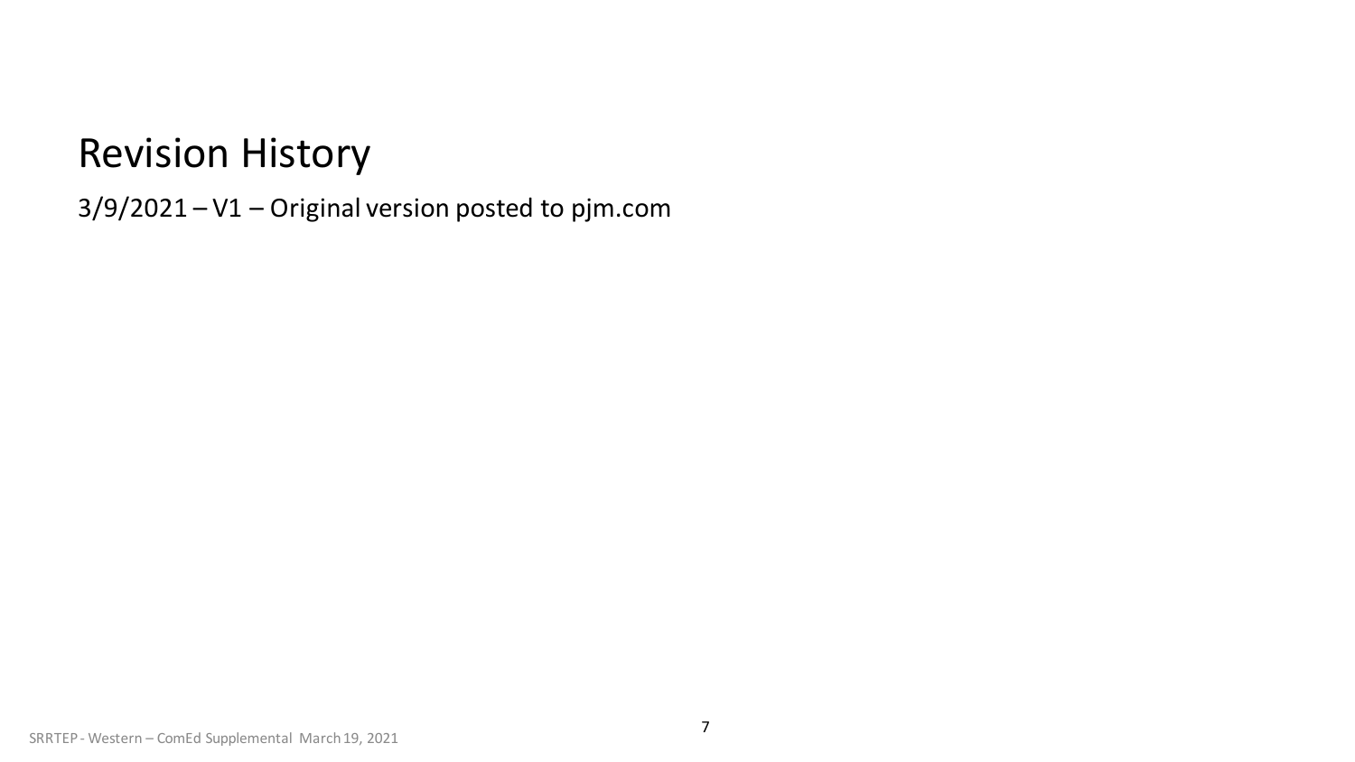# Revision History

3/9/2021 – V1 – Original version posted to pjm.com